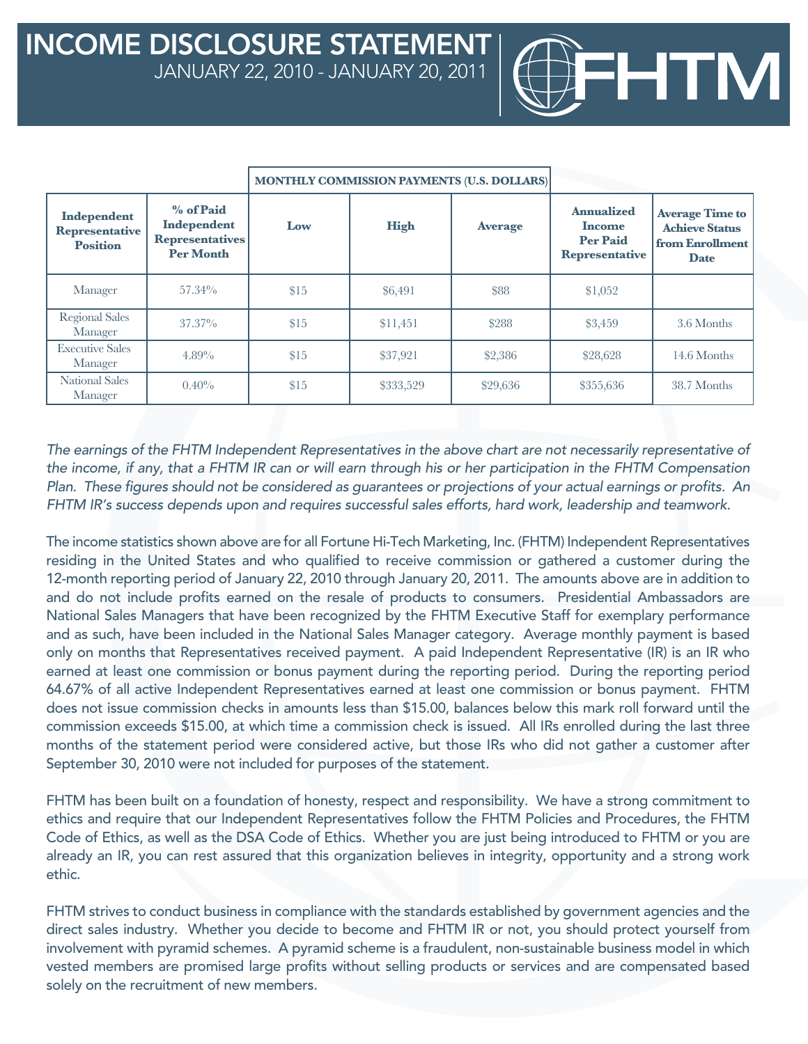# INCOME DISCLOSURE STATEMENT

JANUARY 22, 2010 - JANUARY 20, 2011

FHTM

| Independent Representative Position | % of Paid Independent Representatives Per Month | MONTHLY COMMISSION PAYMENTS (U.S. DOLLARS) | | | Annualized Income Per Paid Representative | Average Time to Achieve Status from Enrollment Date |
|---|---|---|---|---|---|---|
| | | Low | High | Average | | |
| Manager | 57.34% | $15 | $6,491 | $88 | $1,052 | |
| Regional Sales Manager | 37.37% | $15 | $11,451 | $288 | $3,459 | 3.6 Months |
| Executive Sales Manager | 4.89% | $15 | $37,921 | $2,386 | $28,628 | 14.6 Months |
| National Sales Manager | 0.40% | $15 | $333,529 | $29,636 | $355,636 | 38.7 Months |

*The earnings of the FHTM Independent Representatives in the above chart are not necessarily representative of the income, if any, that a FHTM IR can or will earn through his or her participation in the FHTM Compensation Plan. These figures should not be considered as guarantees or projections of your actual earnings or profits. An FHTM IR's success depends upon and requires successful sales efforts, hard work, leadership and teamwork.*

The income statistics shown above are for all Fortune Hi-Tech Marketing, Inc. (FHTM) Independent Representatives residing in the United States and who qualified to receive commission or gathered a customer during the 12-month reporting period of January 22, 2010 through January 20, 2011. The amounts above are in addition to and do not include profits earned on the resale of products to consumers. Presidential Ambassadors are National Sales Managers that have been recognized by the FHTM Executive Staff for exemplary performance and as such, have been included in the National Sales Manager category. Average monthly payment is based only on months that Representatives received payment. A paid Independent Representative (IR) is an IR who earned at least one commission or bonus payment during the reporting period. During the reporting period 64.67% of all active Independent Representatives earned at least one commission or bonus payment. FHTM does not issue commission checks in amounts less than $15.00, balances below this mark roll forward until the commission exceeds $15.00, at which time a commission check is issued. All IRs enrolled during the last three months of the statement period were considered active, but those IRs who did not gather a customer after September 30, 2010 were not included for purposes of the statement.

FHTM has been built on a foundation of honesty, respect and responsibility. We have a strong commitment to ethics and require that our Independent Representatives follow the FHTM Policies and Procedures, the FHTM Code of Ethics, as well as the DSA Code of Ethics. Whether you are just being introduced to FHTM or you are already an IR, you can rest assured that this organization believes in integrity, opportunity and a strong work ethic.

FHTM strives to conduct business in compliance with the standards established by government agencies and the direct sales industry. Whether you decide to become and FHTM IR or not, you should protect yourself from involvement with pyramid schemes. A pyramid scheme is a fraudulent, non-sustainable business model in which vested members are promised large profits without selling products or services and are compensated based solely on the recruitment of new members.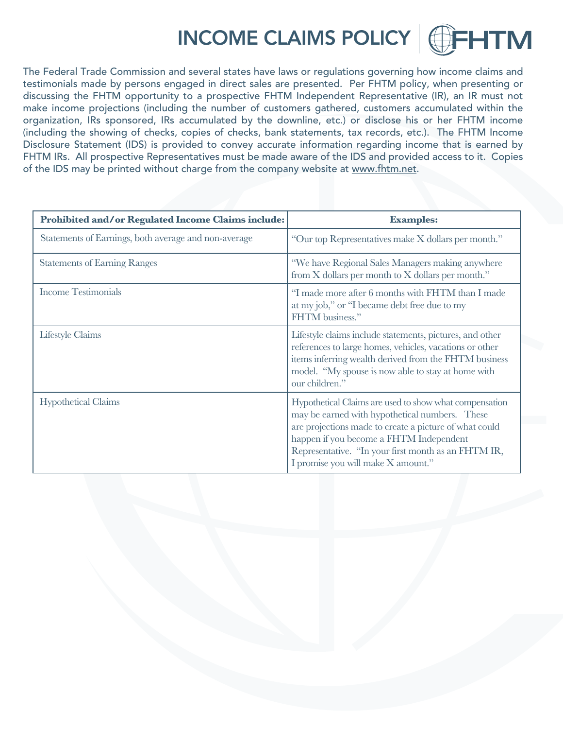# INCOME CLAIMS POLICY

The Federal Trade Commission and several states have laws or regulations governing how income claims and testimonials made by persons engaged in direct sales are presented. Per FHTM policy, when presenting or discussing the FHTM opportunity to a prospective FHTM Independent Representative (IR), an IR must not make income projections (including the number of customers gathered, customers accumulated within the organization, IRs sponsored, IRs accumulated by the downline, etc.) or disclose his or her FHTM income (including the showing of checks, copies of checks, bank statements, tax records, etc.). The FHTM Income Disclosure Statement (IDS) is provided to convey accurate information regarding income that is earned by FHTM IRs. All prospective Representatives must be made aware of the IDS and provided access to it. Copies of the IDS may be printed without charge from the company website at www.fhtm.net.

| **Prohibited and/or Regulated Income Claims include:** | **Examples:** |
|---|---|
| Statements of Earnings, both average and non-average | "Our top Representatives make X dollars per month." |
| Statements of Earning Ranges | "We have Regional Sales Managers making anywhere from X dollars per month to X dollars per month." |
| Income Testimonials | "I made more after 6 months with FHTM than I made at my job," or "I became debt free due to my FHTM business." |
| Lifestyle Claims | Lifestyle claims include statements, pictures, and other references to large homes, vehicles, vacations or other items inferring wealth derived from the FHTM business model. "My spouse is now able to stay at home with our children." |
| Hypothetical Claims | Hypothetical Claims are used to show what compensation may be earned with hypothetical numbers. These are projections made to create a picture of what could happen if you become a FHTM Independent Representative. "In your first month as an FHTM IR, I promise you will make X amount." |